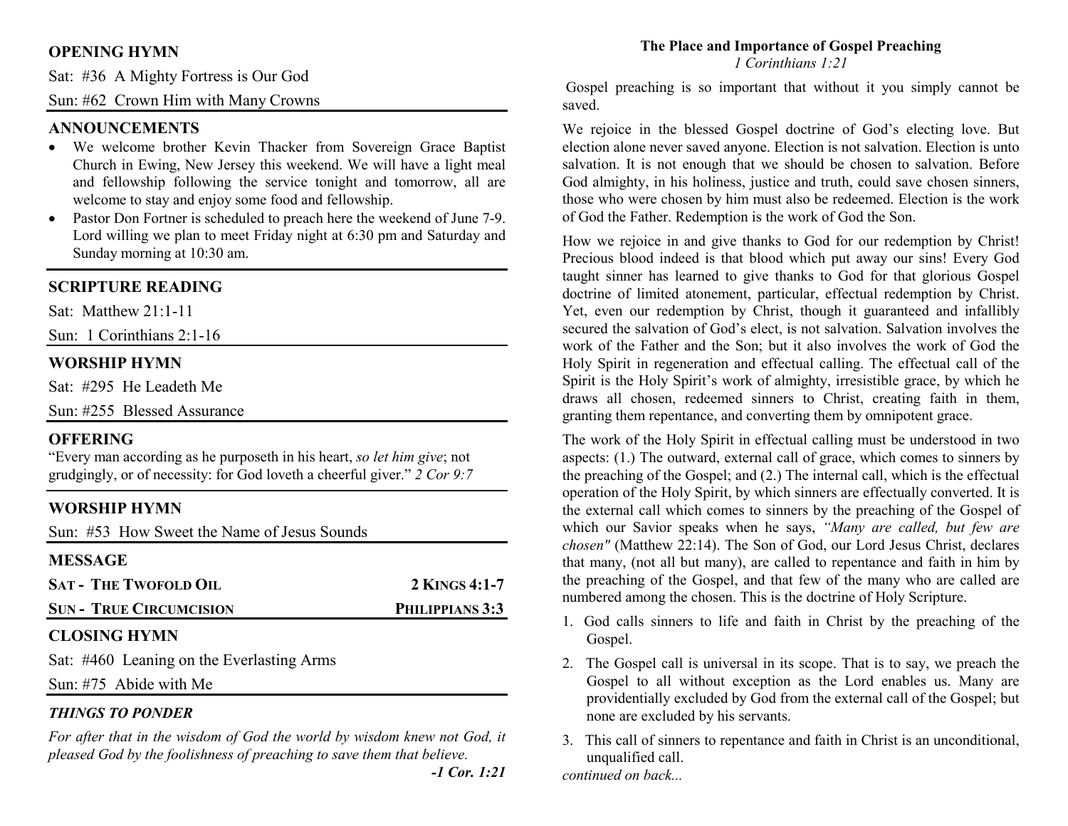## OPENING HYMN

Sat: #36 A Mighty Fortress is Our God

Sun: #62 Crown Him with Many Crowns

## ANNOUNCEMENTS

- We welcome brother Kevin Thacker from Sovereign Grace Baptist Church in Ewing, New Jersey this weekend. We will have a light meal and fellowship following the service tonight and tomorrow, all are welcome to stay and enjoy some food and fellowship.
- Pastor Don Fortner is scheduled to preach here the weekend of June 7-9. Lord willing we plan to meet Friday night at 6:30 pm and Saturday and Sunday morning at 10:30 am.

## SCRIPTURE READING

Sat: Matthew 21:1-11

Sun: 1 Corinthians 2:1-16

## WORSHIP HYMN

Sat: #295 He Leadeth Me

Sun: #255 Blessed Assurance

## OFFERING

"Every man according as he purposeth in his heart, *so let him give*; not grudgingly, or of necessity: for God loveth a cheerful giver." *2 Cor 9:7*

## WORSHIP HYMN

Sun: #53 How Sweet the Name of Jesus Sounds

## MESSAGE

| | |
|---|---|
| **SAT - THE TWOFOLD OIL** | **2 KINGS 4:1-7** |
| **SUN - TRUE CIRCUMCISION** | **PHILIPPIANS 3:3** |

## CLOSING HYMN

Sat: #460 Leaning on the Everlasting Arms

Sun: #75 Abide with Me

### *THINGS TO PONDER*

*For after that in the wisdom of God the world by wisdom knew not God, it pleased God by the foolishness of preaching to save them that believe.*

***-1 Cor. 1:21***

## The Place and Importance of Gospel Preaching

*1 Corinthians 1:21*

Gospel preaching is so important that without it you simply cannot be saved.

We rejoice in the blessed Gospel doctrine of God's electing love. But election alone never saved anyone. Election is not salvation. Election is unto salvation. It is not enough that we should be chosen to salvation. Before God almighty, in his holiness, justice and truth, could save chosen sinners, those who were chosen by him must also be redeemed. Election is the work of God the Father. Redemption is the work of God the Son.

How we rejoice in and give thanks to God for our redemption by Christ! Precious blood indeed is that blood which put away our sins! Every God taught sinner has learned to give thanks to God for that glorious Gospel doctrine of limited atonement, particular, effectual redemption by Christ. Yet, even our redemption by Christ, though it guaranteed and infallibly secured the salvation of God's elect, is not salvation. Salvation involves the work of the Father and the Son; but it also involves the work of God the Holy Spirit in regeneration and effectual calling. The effectual call of the Spirit is the Holy Spirit's work of almighty, irresistible grace, by which he draws all chosen, redeemed sinners to Christ, creating faith in them, granting them repentance, and converting them by omnipotent grace.

The work of the Holy Spirit in effectual calling must be understood in two aspects: (1.) The outward, external call of grace, which comes to sinners by the preaching of the Gospel; and (2.) The internal call, which is the effectual operation of the Holy Spirit, by which sinners are effectually converted. It is the external call which comes to sinners by the preaching of the Gospel of which our Savior speaks when he says, *"Many are called, but few are chosen"* (Matthew 22:14). The Son of God, our Lord Jesus Christ, declares that many, (not all but many), are called to repentance and faith in him by the preaching of the Gospel, and that few of the many who are called are numbered among the chosen. This is the doctrine of Holy Scripture.

1. God calls sinners to life and faith in Christ by the preaching of the Gospel.
2. The Gospel call is universal in its scope. That is to say, we preach the Gospel to all without exception as the Lord enables us. Many are providentially excluded by God from the external call of the Gospel; but none are excluded by his servants.
3. This call of sinners to repentance and faith in Christ is an unconditional, unqualified call.

*continued on back...*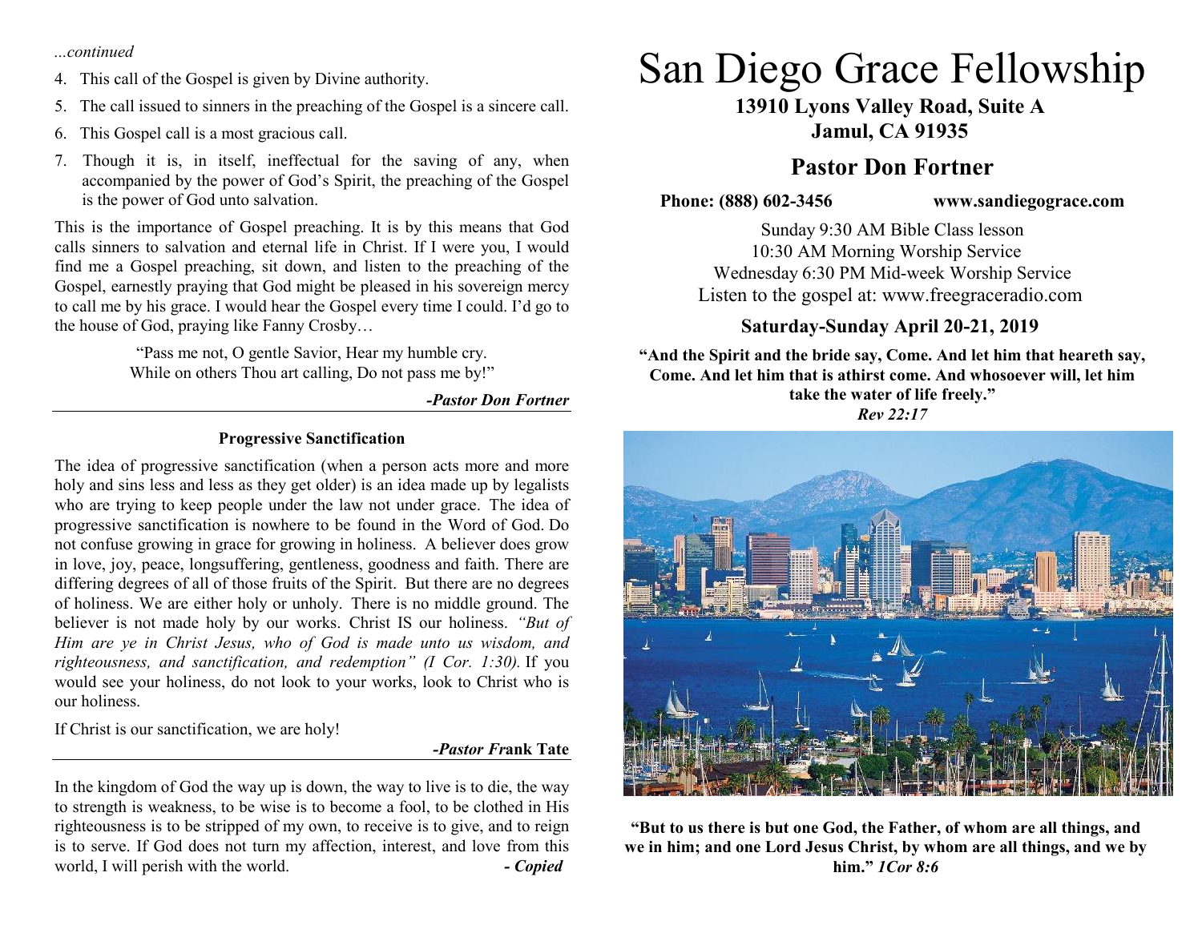*...continued*

4. This call of the Gospel is given by Divine authority.
5. The call issued to sinners in the preaching of the Gospel is a sincere call.
6. This Gospel call is a most gracious call.
7. Though it is, in itself, ineffectual for the saving of any, when accompanied by the power of God's Spirit, the preaching of the Gospel is the power of God unto salvation.

This is the importance of Gospel preaching. It is by this means that God calls sinners to salvation and eternal life in Christ. If I were you, I would find me a Gospel preaching, sit down, and listen to the preaching of the Gospel, earnestly praying that God might be pleased in his sovereign mercy to call me by his grace. I would hear the Gospel every time I could. I'd go to the house of God, praying like Fanny Crosby…

"Pass me not, O gentle Savior, Hear my humble cry.
While on others Thou art calling, Do not pass me by!"

***-Pastor Don Fortner***

---

**Progressive Sanctification**

The idea of progressive sanctification (when a person acts more and more holy and sins less and less as they get older) is an idea made up by legalists who are trying to keep people under the law not under grace. The idea of progressive sanctification is nowhere to be found in the Word of God. Do not confuse growing in grace for growing in holiness. A believer does grow in love, joy, peace, longsuffering, gentleness, goodness and faith. There are differing degrees of all of those fruits of the Spirit. But there are no degrees of holiness. We are either holy or unholy. There is no middle ground. The believer is not made holy by our works. Christ IS our holiness. *"But of Him are ye in Christ Jesus, who of God is made unto us wisdom, and righteousness, and sanctification, and redemption" (I Cor. 1:30).* If you would see your holiness, do not look to your works, look to Christ who is our holiness.

If Christ is our sanctification, we are holy!

***-Pastor Frank Tate***

---

In the kingdom of God the way up is down, the way to live is to die, the way to strength is weakness, to be wise is to become a fool, to be clothed in His righteousness is to be stripped of my own, to receive is to give, and to reign is to serve. If God does not turn my affection, interest, and love from this world, I will perish with the world. ***- Copied***

# San Diego Grace Fellowship

**13910 Lyons Valley Road, Suite A**
**Jamul, CA 91935**

## Pastor Don Fortner

**Phone: (888) 602-3456** **www.sandiegograce.com**

Sunday 9:30 AM Bible Class lesson
10:30 AM Morning Worship Service
Wednesday 6:30 PM Mid-week Worship Service
Listen to the gospel at: www.freegraceradio.com

### Saturday-Sunday April 20-21, 2019

**"And the Spirit and the bride say, Come. And let him that heareth say, Come. And let him that is athirst come. And whosoever will, let him take the water of life freely."**
***Rev 22:17***

**"But to us there is but one God, the Father, of whom are all things, and we in him; and one Lord Jesus Christ, by whom are all things, and we by him."** ***1Cor 8:6***